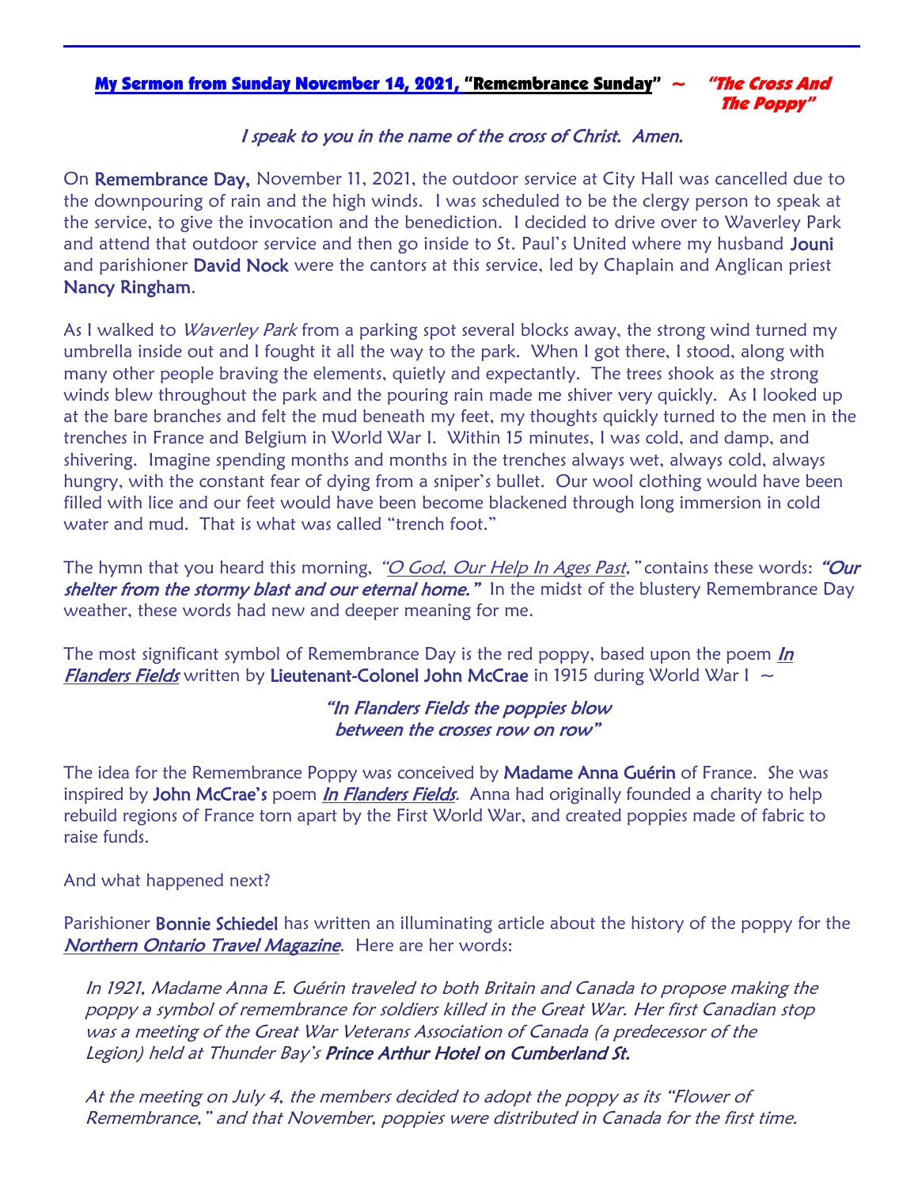## My Sermon from Sunday November 14, 2021, "Remembrance Sunday" ~ *"The Cross And The Poppy"*

*I speak to you in the name of the cross of Christ. Amen.*

On **Remembrance Day,** November 11, 2021, the outdoor service at City Hall was cancelled due to the downpouring of rain and the high winds. I was scheduled to be the clergy person to speak at the service, to give the invocation and the benediction. I decided to drive over to Waverley Park and attend that outdoor service and then go inside to St. Paul's United where my husband **Jouni** and parishioner **David Nock** were the cantors at this service, led by Chaplain and Anglican priest **Nancy Ringham**.

As I walked to *Waverley Park* from a parking spot several blocks away, the strong wind turned my umbrella inside out and I fought it all the way to the park. When I got there, I stood, along with many other people braving the elements, quietly and expectantly. The trees shook as the strong winds blew throughout the park and the pouring rain made me shiver very quickly. As I looked up at the bare branches and felt the mud beneath my feet, my thoughts quickly turned to the men in the trenches in France and Belgium in World War I. Within 15 minutes, I was cold, and damp, and shivering. Imagine spending months and months in the trenches always wet, always cold, always hungry, with the constant fear of dying from a sniper's bullet. Our wool clothing would have been filled with lice and our feet would have been become blackened through long immersion in cold water and mud. That is what was called "trench foot."

The hymn that you heard this morning, *"O God, Our Help In Ages Past,"* contains these words: ***"Our shelter from the stormy blast and our eternal home."*** In the midst of the blustery Remembrance Day weather, these words had new and deeper meaning for me.

The most significant symbol of Remembrance Day is the red poppy, based upon the poem ***In Flanders Fields*** written by **Lieutenant-Colonel John McCrae** in 1915 during World War I ~

*"In Flanders Fields the poppies blow*
*between the crosses row on row"*

The idea for the Remembrance Poppy was conceived by **Madame Anna Guérin** of France. She was inspired by **John McCrae's** poem ***In Flanders Fields***. Anna had originally founded a charity to help rebuild regions of France torn apart by the First World War, and created poppies made of fabric to raise funds.

And what happened next?

Parishioner **Bonnie Schiedel** has written an illuminating article about the history of the poppy for the *Northern Ontario Travel Magazine*. Here are her words:

> *In 1921, Madame Anna E. Guérin traveled to both Britain and Canada to propose making the poppy a symbol of remembrance for soldiers killed in the Great War. Her first Canadian stop was a meeting of the Great War Veterans Association of Canada (a predecessor of the Legion) held at Thunder Bay's* **Prince Arthur Hotel on Cumberland St.**
>
> *At the meeting on July 4, the members decided to adopt the poppy as its "Flower of Remembrance," and that November, poppies were distributed in Canada for the first time.*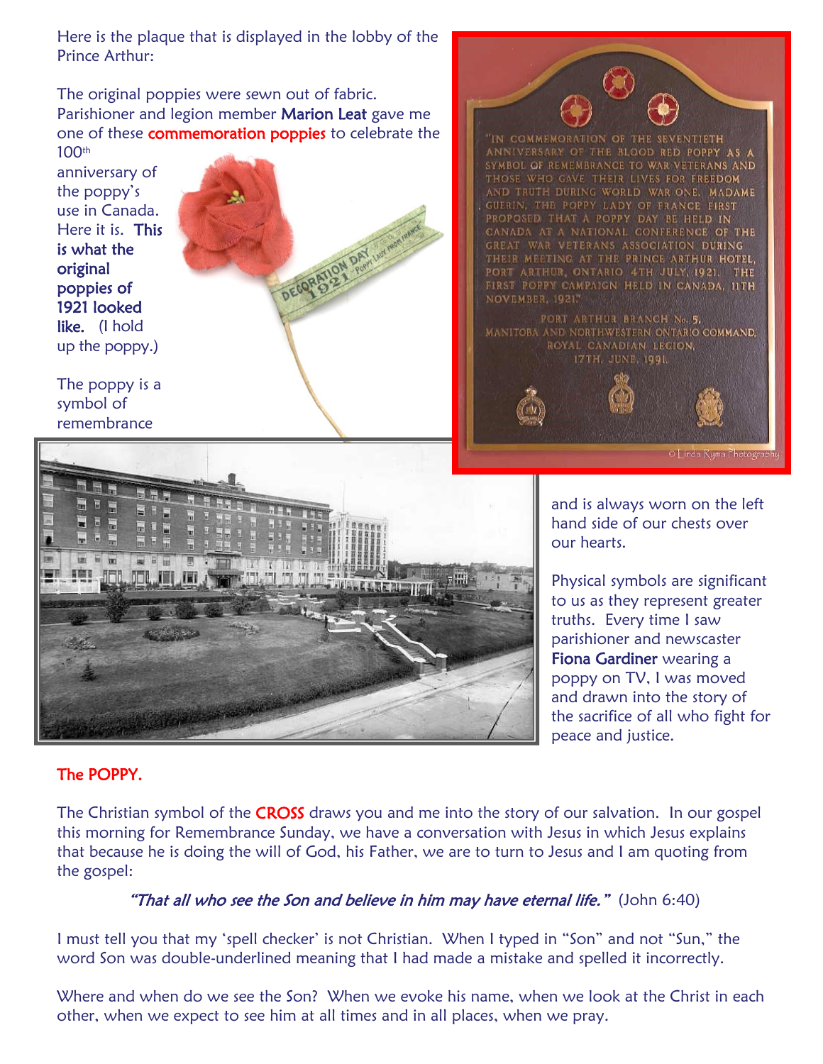Here is the plaque that is displayed in the lobby of the Prince Arthur:

The original poppies were sewn out of fabric. Parishioner and legion member **Marion Leat** gave me one of these commemoration poppies to celebrate the 100th anniversary of the poppy's use in Canada. Here it is. **This is what the original poppies of 1921 looked like.** (I hold up the poppy.)

"IN COMMEMORATION OF THE SEVENTIETH ANNIVERSARY OF THE BLOOD RED POPPY AS A SYMBOL OF REMEMBRANCE TO WAR VETERANS AND THOSE WHO GAVE THEIR LIVES FOR FREEDOM AND TRUTH DURING WORLD WAR ONE. MADAME GUERIN, THE POPPY LADY OF FRANCE FIRST PROPOSED THAT A POPPY DAY BE HELD IN CANADA AT A NATIONAL CONFERENCE OF THE GREAT WAR VETERANS ASSOCIATION DURING THEIR MEETING AT THE PRINCE ARTHUR HOTEL, PORT ARTHUR, ONTARIO 4TH JULY, 1921. THE FIRST POPPY CAMPAIGN HELD IN CANADA, 11TH NOVEMBER, 1921."

PORT ARTHUR BRANCH No. 5,
MANITOBA AND NORTHWESTERN ONTARIO COMMAND,
ROYAL CANADIAN LEGION,
17TH. JUNE. 1991.

The poppy is a symbol of remembrance and is always worn on the left hand side of our chests over our hearts.

Physical symbols are significant to us as they represent greater truths. Every time I saw parishioner and newscaster **Fiona Gardiner** wearing a poppy on TV, I was moved and drawn into the story of the sacrifice of all who fight for peace and justice.

**The POPPY.**

The Christian symbol of the CROSS draws you and me into the story of our salvation. In our gospel this morning for Remembrance Sunday, we have a conversation with Jesus in which Jesus explains that because he is doing the will of God, his Father, we are to turn to Jesus and I am quoting from the gospel:

> *"That all who see the Son and believe in him may have eternal life."* (John 6:40)

I must tell you that my 'spell checker' is not Christian. When I typed in "Son" and not "Sun," the word Son was double-underlined meaning that I had made a mistake and spelled it incorrectly.

Where and when do we see the Son? When we evoke his name, when we look at the Christ in each other, when we expect to see him at all times and in all places, when we pray.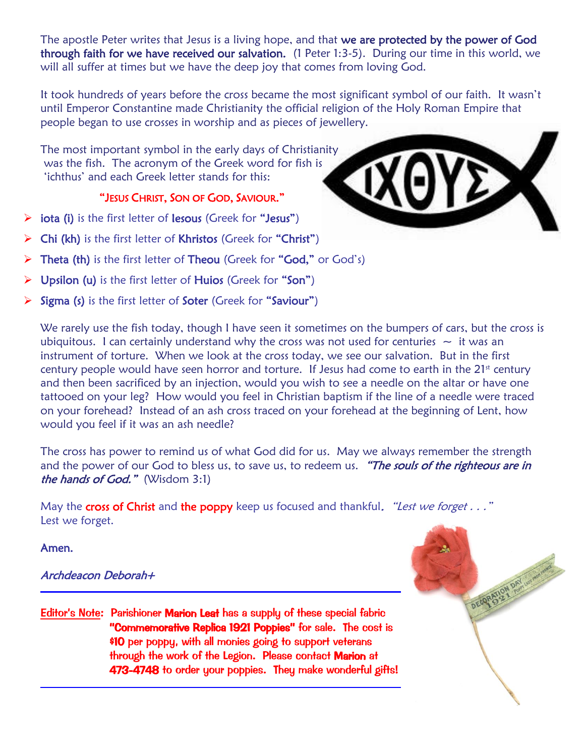The apostle Peter writes that Jesus is a living hope, and that **we are protected by the power of God through faith for we have received our salvation.** (1 Peter 1:3-5). During our time in this world, we will all suffer at times but we have the deep joy that comes from loving God.

It took hundreds of years before the cross became the most significant symbol of our faith. It wasn't until Emperor Constantine made Christianity the official religion of the Holy Roman Empire that people began to use crosses in worship and as pieces of jewellery.

The most important symbol in the early days of Christianity was the fish. The acronym of the Greek word for fish is 'ichthus' and each Greek letter stands for this:

"JESUS CHRIST, SON OF GOD, SAVIOUR."

- **iota (i)** is the first letter of **Iesous** (Greek for **"Jesus"**)
- **Chi (kh)** is the first letter of **Khristos** (Greek for **"Christ"**)
- **Theta (th)** is the first letter of **Theou** (Greek for **"God,"** or God's)
- **Upsilon (u)** is the first letter of **Huios** (Greek for **"Son"**)
- **Sigma (s)** is the first letter of **Soter** (Greek for **"Saviour"**)

We rarely use the fish today, though I have seen it sometimes on the bumpers of cars, but the cross is ubiquitous. I can certainly understand why the cross was not used for centuries ~ it was an instrument of torture. When we look at the cross today, we see our salvation. But in the first century people would have seen horror and torture. If Jesus had come to earth in the 21st century and then been sacrificed by an injection, would you wish to see a needle on the altar or have one tattooed on your leg? How would you feel in Christian baptism if the line of a needle were traced on your forehead? Instead of an ash cross traced on your forehead at the beginning of Lent, how would you feel if it was an ash needle?

The cross has power to remind us of what God did for us. May we always remember the strength and the power of our God to bless us, to save us, to redeem us. *"The souls of the righteous are in the hands of God."* (Wisdom 3:1)

May the **cross of Christ** and **the poppy** keep us focused and thankful. *"Lest we forget . . ."*
Lest we forget.

**Amen.**

*Archdeacon Deborah+*

---

**Editor's Note:** Parishioner **Marion Leat** has a supply of these special fabric **"Commemorative Replica 1921 Poppies"** for sale. The cost is **$10** per poppy, with all monies going to support veterans through the work of the Legion. Please contact **Marion** at **473-4748** to order your poppies. They make wonderful gifts!

---